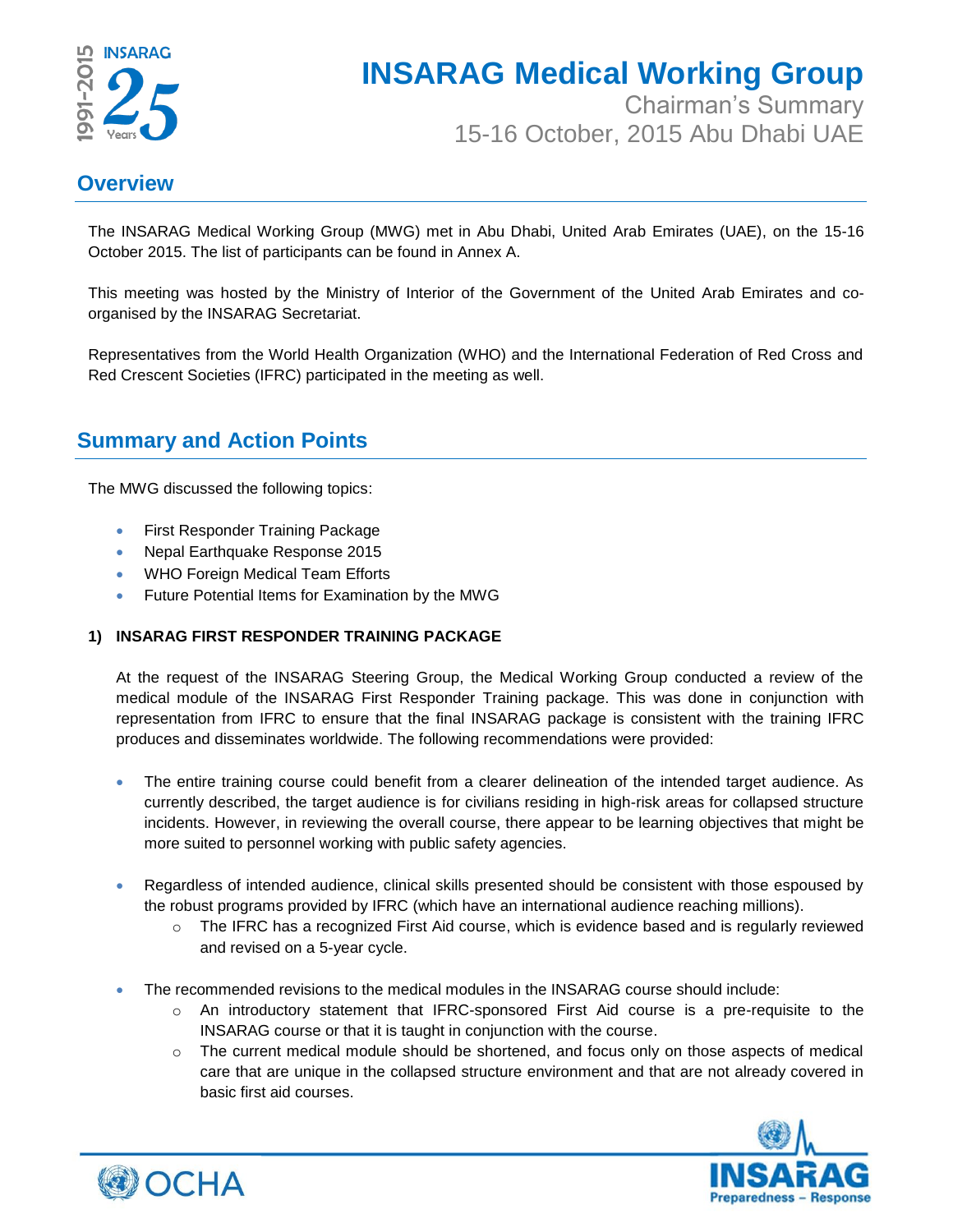# INSARAG Medical Working Group

Chairman's Summary

15-16 October, 2015 Abu Dhabi UAE

## Overview

The INSARAG Medical Working Group (MWG) met in Abu Dhabi, United Arab Emirates (UAE), on the 15-16 October 2015. The list of participants can be found in Annex A.

This meeting was hosted by the Ministry of Interior of the Government of the United Arab Emirates and co-organised by the INSARAG Secretariat.

Representatives from the World Health Organization (WHO) and the International Federation of Red Cross and Red Crescent Societies (IFRC) participated in the meeting as well.

## Summary and Action Points

The MWG discussed the following topics:

- First Responder Training Package
- Nepal Earthquake Response 2015
- WHO Foreign Medical Team Efforts
- Future Potential Items for Examination by the MWG

### 1) INSARAG FIRST RESPONDER TRAINING PACKAGE

At the request of the INSARAG Steering Group, the Medical Working Group conducted a review of the medical module of the INSARAG First Responder Training package. This was done in conjunction with representation from IFRC to ensure that the final INSARAG package is consistent with the training IFRC produces and disseminates worldwide. The following recommendations were provided:

- The entire training course could benefit from a clearer delineation of the intended target audience. As currently described, the target audience is for civilians residing in high-risk areas for collapsed structure incidents. However, in reviewing the overall course, there appear to be learning objectives that might be more suited to personnel working with public safety agencies.

- Regardless of intended audience, clinical skills presented should be consistent with those espoused by the robust programs provided by IFRC (which have an international audience reaching millions).
  - The IFRC has a recognized First Aid course, which is evidence based and is regularly reviewed and revised on a 5-year cycle.

- The recommended revisions to the medical modules in the INSARAG course should include:
  - An introductory statement that IFRC-sponsored First Aid course is a pre-requisite to the INSARAG course or that it is taught in conjunction with the course.
  - The current medical module should be shortened, and focus only on those aspects of medical care that are unique in the collapsed structure environment and that are not already covered in basic first aid courses.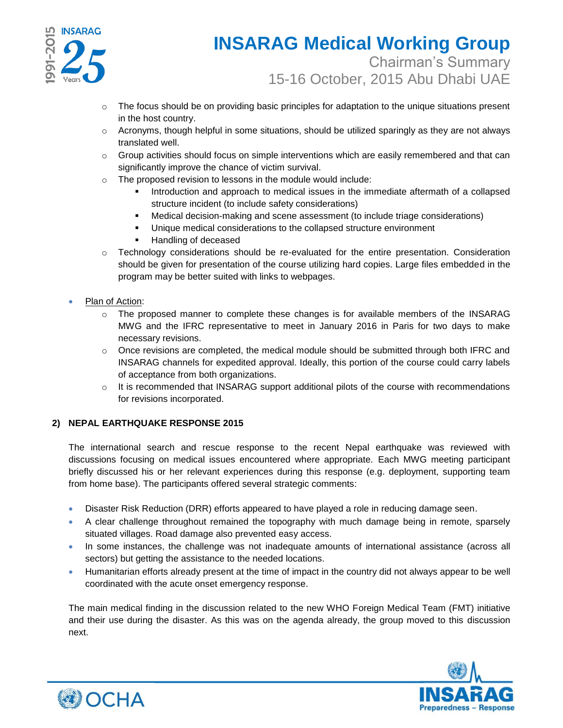- The focus should be on providing basic principles for adaptation to the unique situations present in the host country.
  - Acronyms, though helpful in some situations, should be utilized sparingly as they are not always translated well.
  - Group activities should focus on simple interventions which are easily remembered and that can significantly improve the chance of victim survival.
  - The proposed revision to lessons in the module would include:
    - Introduction and approach to medical issues in the immediate aftermath of a collapsed structure incident (to include safety considerations)
    - Medical decision-making and scene assessment (to include triage considerations)
    - Unique medical considerations to the collapsed structure environment
    - Handling of deceased
  - Technology considerations should be re-evaluated for the entire presentation. Consideration should be given for presentation of the course utilizing hard copies. Large files embedded in the program may be better suited with links to webpages.

- Plan of Action:
  - The proposed manner to complete these changes is for available members of the INSARAG MWG and the IFRC representative to meet in January 2016 in Paris for two days to make necessary revisions.
  - Once revisions are completed, the medical module should be submitted through both IFRC and INSARAG channels for expedited approval. Ideally, this portion of the course could carry labels of acceptance from both organizations.
  - It is recommended that INSARAG support additional pilots of the course with recommendations for revisions incorporated.

## 2) NEPAL EARTHQUAKE RESPONSE 2015

The international search and rescue response to the recent Nepal earthquake was reviewed with discussions focusing on medical issues encountered where appropriate. Each MWG meeting participant briefly discussed his or her relevant experiences during this response (e.g. deployment, supporting team from home base). The participants offered several strategic comments:

- Disaster Risk Reduction (DRR) efforts appeared to have played a role in reducing damage seen.
- A clear challenge throughout remained the topography with much damage being in remote, sparsely situated villages. Road damage also prevented easy access.
- In some instances, the challenge was not inadequate amounts of international assistance (across all sectors) but getting the assistance to the needed locations.
- Humanitarian efforts already present at the time of impact in the country did not always appear to be well coordinated with the acute onset emergency response.

The main medical finding in the discussion related to the new WHO Foreign Medical Team (FMT) initiative and their use during the disaster. As this was on the agenda already, the group moved to this discussion next.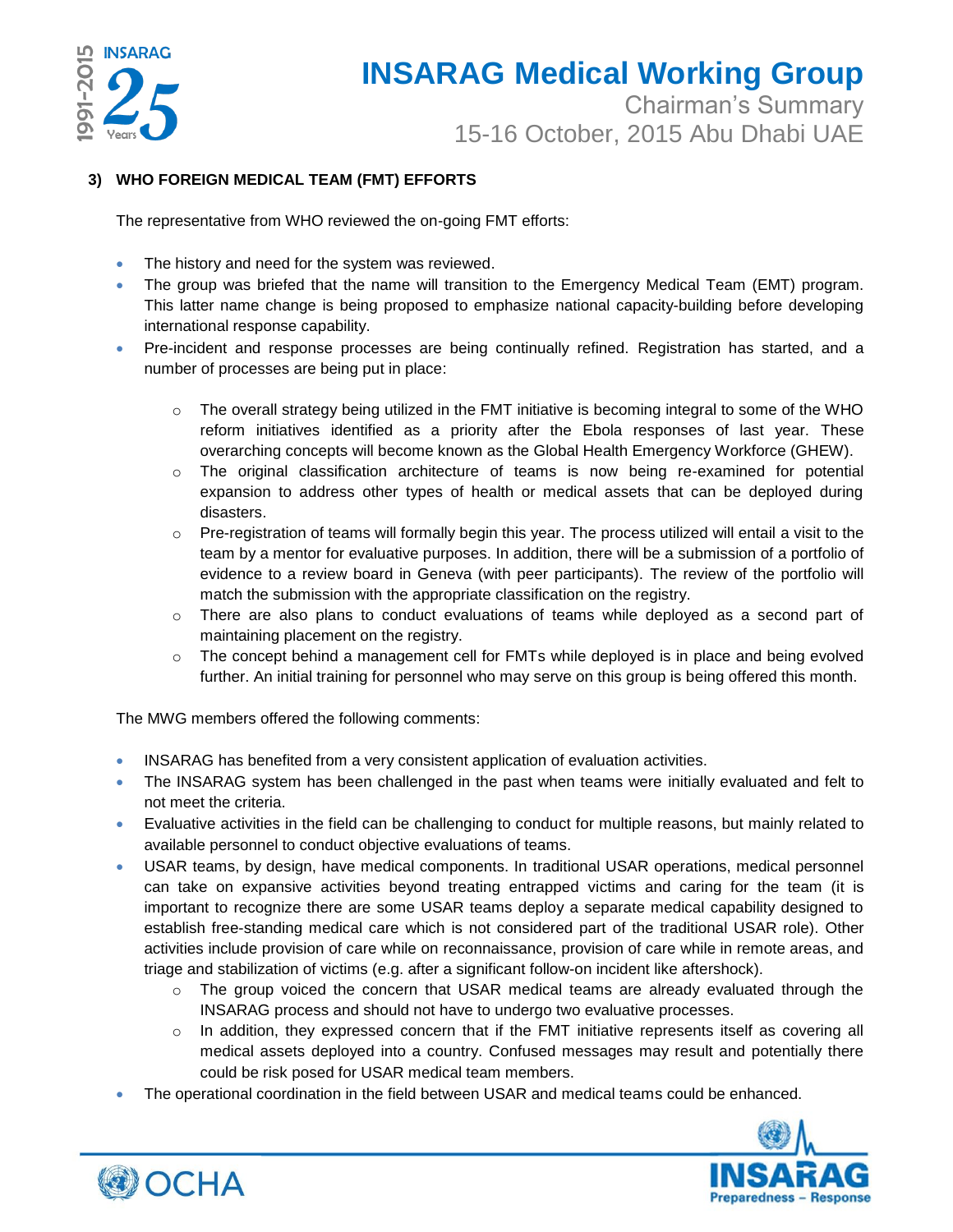### 3) WHO FOREIGN MEDICAL TEAM (FMT) EFFORTS

The representative from WHO reviewed the on-going FMT efforts:

- The history and need for the system was reviewed.
- The group was briefed that the name will transition to the Emergency Medical Team (EMT) program. This latter name change is being proposed to emphasize national capacity-building before developing international response capability.
- Pre-incident and response processes are being continually refined. Registration has started, and a number of processes are being put in place:
    - The overall strategy being utilized in the FMT initiative is becoming integral to some of the WHO reform initiatives identified as a priority after the Ebola responses of last year. These overarching concepts will become known as the Global Health Emergency Workforce (GHEW).
    - The original classification architecture of teams is now being re-examined for potential expansion to address other types of health or medical assets that can be deployed during disasters.
    - Pre-registration of teams will formally begin this year. The process utilized will entail a visit to the team by a mentor for evaluative purposes. In addition, there will be a submission of a portfolio of evidence to a review board in Geneva (with peer participants). The review of the portfolio will match the submission with the appropriate classification on the registry.
    - There are also plans to conduct evaluations of teams while deployed as a second part of maintaining placement on the registry.
    - The concept behind a management cell for FMTs while deployed is in place and being evolved further. An initial training for personnel who may serve on this group is being offered this month.

The MWG members offered the following comments:

- INSARAG has benefited from a very consistent application of evaluation activities.
- The INSARAG system has been challenged in the past when teams were initially evaluated and felt to not meet the criteria.
- Evaluative activities in the field can be challenging to conduct for multiple reasons, but mainly related to available personnel to conduct objective evaluations of teams.
- USAR teams, by design, have medical components. In traditional USAR operations, medical personnel can take on expansive activities beyond treating entrapped victims and caring for the team (it is important to recognize there are some USAR teams deploy a separate medical capability designed to establish free-standing medical care which is not considered part of the traditional USAR role). Other activities include provision of care while on reconnaissance, provision of care while in remote areas, and triage and stabilization of victims (e.g. after a significant follow-on incident like aftershock).
    - The group voiced the concern that USAR medical teams are already evaluated through the INSARAG process and should not have to undergo two evaluative processes.
    - In addition, they expressed concern that if the FMT initiative represents itself as covering all medical assets deployed into a country. Confused messages may result and potentially there could be risk posed for USAR medical team members.
- The operational coordination in the field between USAR and medical teams could be enhanced.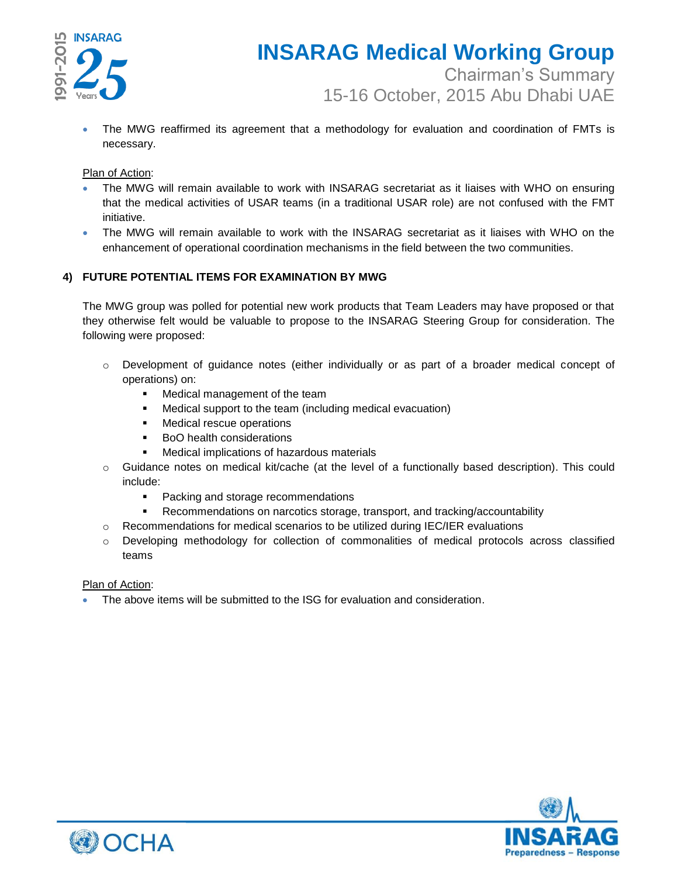- The MWG reaffirmed its agreement that a methodology for evaluation and coordination of FMTs is necessary.

Plan of Action:

- The MWG will remain available to work with INSARAG secretariat as it liaises with WHO on ensuring that the medical activities of USAR teams (in a traditional USAR role) are not confused with the FMT initiative.
- The MWG will remain available to work with the INSARAG secretariat as it liaises with WHO on the enhancement of operational coordination mechanisms in the field between the two communities.

#### 4) FUTURE POTENTIAL ITEMS FOR EXAMINATION BY MWG

The MWG group was polled for potential new work products that Team Leaders may have proposed or that they otherwise felt would be valuable to propose to the INSARAG Steering Group for consideration. The following were proposed:

- Development of guidance notes (either individually or as part of a broader medical concept of operations) on:
  - Medical management of the team
  - Medical support to the team (including medical evacuation)
  - Medical rescue operations
  - BoO health considerations
  - Medical implications of hazardous materials
- Guidance notes on medical kit/cache (at the level of a functionally based description). This could include:
  - Packing and storage recommendations
  - Recommendations on narcotics storage, transport, and tracking/accountability
- Recommendations for medical scenarios to be utilized during IEC/IER evaluations
- Developing methodology for collection of commonalities of medical protocols across classified teams

Plan of Action:

- The above items will be submitted to the ISG for evaluation and consideration.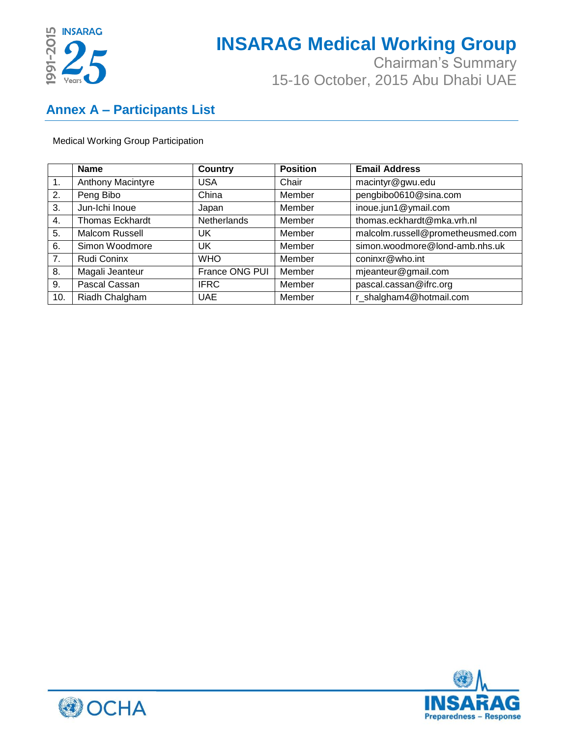## Annex A – Participants List

Medical Working Group Participation

| | Name | Country | Position | Email Address |
|---|---|---|---|---|
| 1. | Anthony Macintyre | USA | Chair | macintyr@gwu.edu |
| 2. | Peng Bibo | China | Member | pengbibo0610@sina.com |
| 3. | Jun-Ichi Inoue | Japan | Member | inoue.jun1@ymail.com |
| 4. | Thomas Eckhardt | Netherlands | Member | thomas.eckhardt@mka.vrh.nl |
| 5. | Malcom Russell | UK | Member | malcolm.russell@prometheusmed.com |
| 6. | Simon Woodmore | UK | Member | simon.woodmore@lond-amb.nhs.uk |
| 7. | Rudi Coninx | WHO | Member | coninxr@who.int |
| 8. | Magali Jeanteur | France ONG PUI | Member | mjeanteur@gmail.com |
| 9. | Pascal Cassan | IFRC | Member | pascal.cassan@ifrc.org |
| 10. | Riadh Chalgham | UAE | Member | r_shalgham4@hotmail.com |